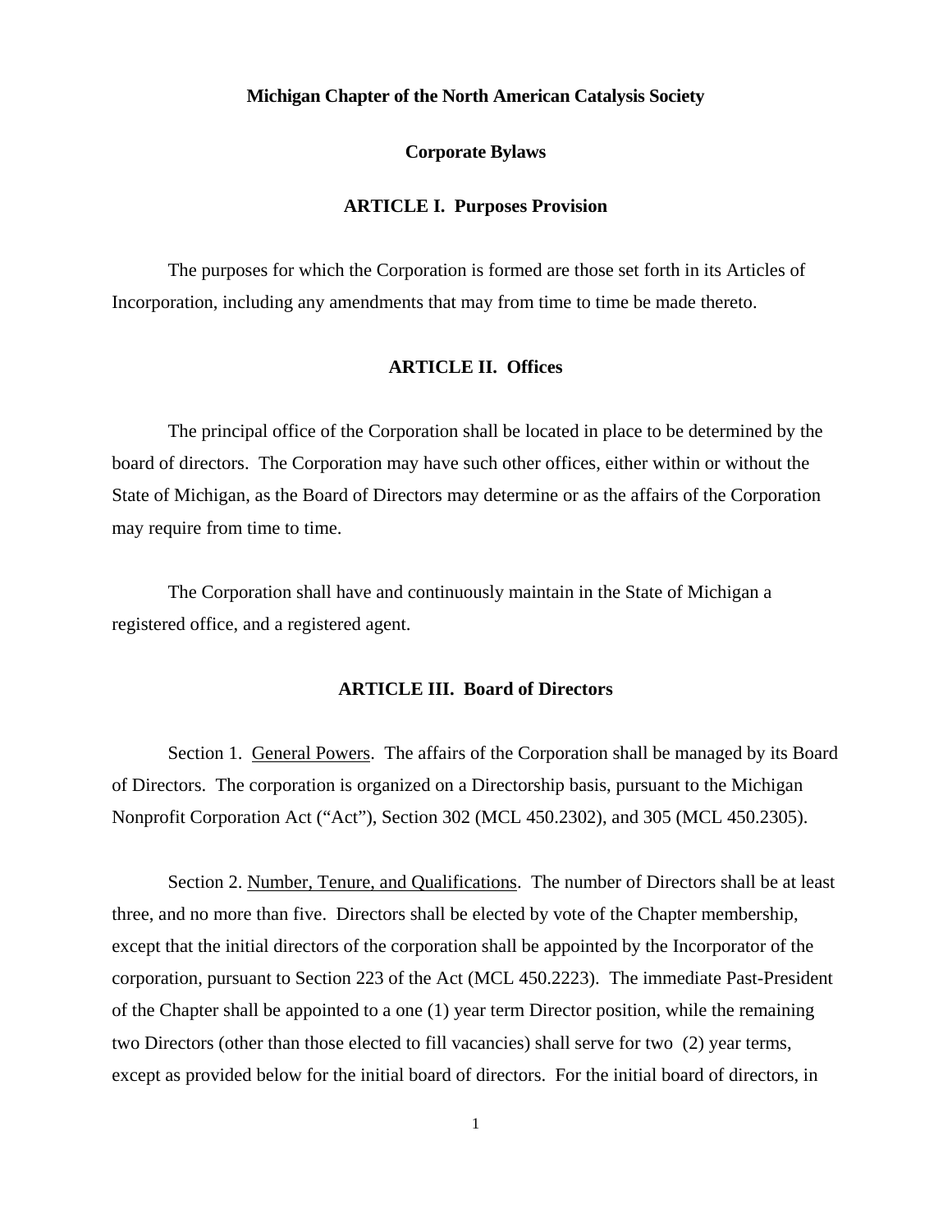**Michigan Chapter of the North American Catalysis Society**

**Corporate Bylaws**

## ARTICLE I. Purposes Provision

The purposes for which the Corporation is formed are those set forth in its Articles of Incorporation, including any amendments that may from time to time be made thereto.

## ARTICLE II. Offices

The principal office of the Corporation shall be located in place to be determined by the board of directors. The Corporation may have such other offices, either within or without the State of Michigan, as the Board of Directors may determine or as the affairs of the Corporation may require from time to time.

The Corporation shall have and continuously maintain in the State of Michigan a registered office, and a registered agent.

## ARTICLE III. Board of Directors

Section 1. General Powers. The affairs of the Corporation shall be managed by its Board of Directors. The corporation is organized on a Directorship basis, pursuant to the Michigan Nonprofit Corporation Act ("Act"), Section 302 (MCL 450.2302), and 305 (MCL 450.2305).

Section 2. Number, Tenure, and Qualifications. The number of Directors shall be at least three, and no more than five. Directors shall be elected by vote of the Chapter membership, except that the initial directors of the corporation shall be appointed by the Incorporator of the corporation, pursuant to Section 223 of the Act (MCL 450.2223). The immediate Past-President of the Chapter shall be appointed to a one (1) year term Director position, while the remaining two Directors (other than those elected to fill vacancies) shall serve for two (2) year terms, except as provided below for the initial board of directors. For the initial board of directors, in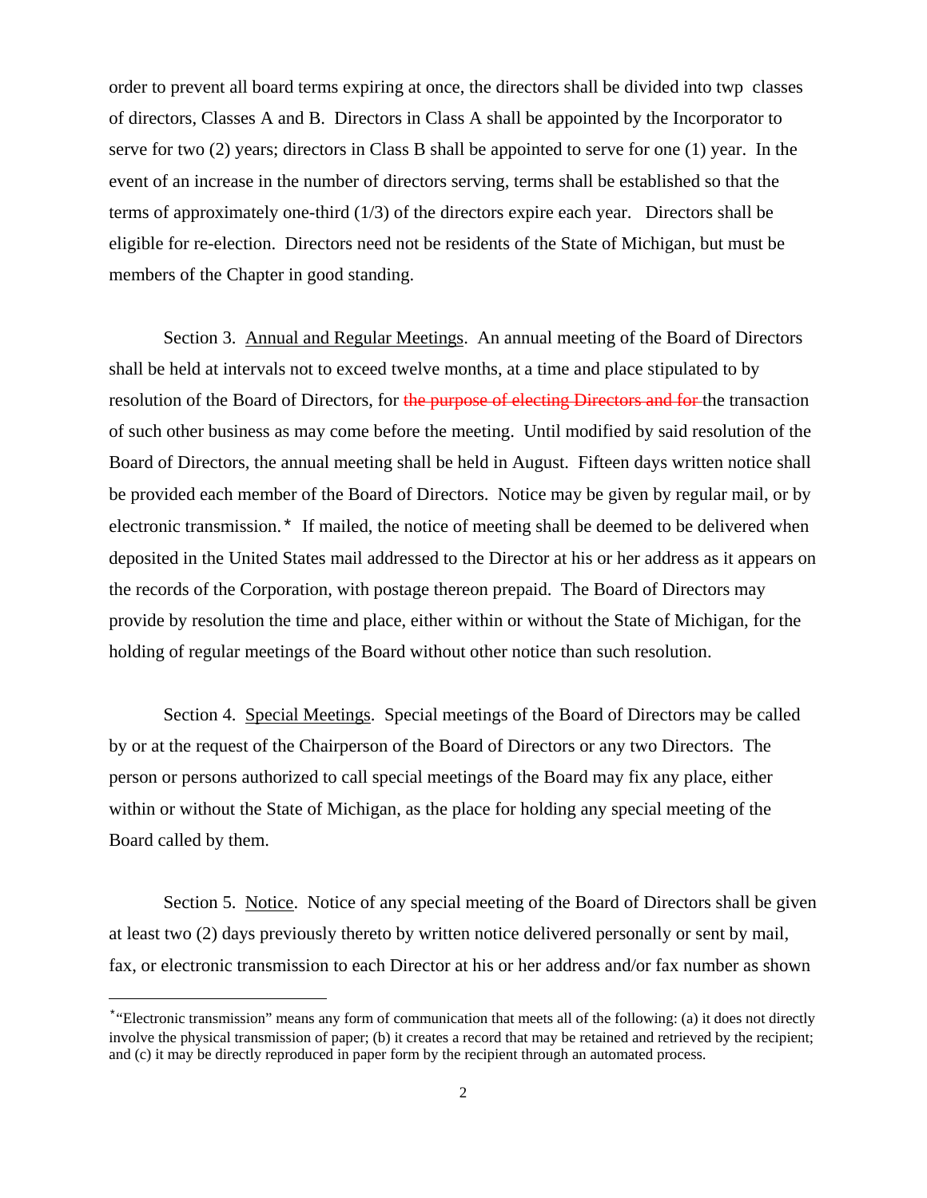order to prevent all board terms expiring at once, the directors shall be divided into twp classes of directors, Classes A and B. Directors in Class A shall be appointed by the Incorporator to serve for two (2) years; directors in Class B shall be appointed to serve for one (1) year. In the event of an increase in the number of directors serving, terms shall be established so that the terms of approximately one-third (1/3) of the directors expire each year. Directors shall be eligible for re-election. Directors need not be residents of the State of Michigan, but must be members of the Chapter in good standing.

Section 3. Annual and Regular Meetings. An annual meeting of the Board of Directors shall be held at intervals not to exceed twelve months, at a time and place stipulated to by resolution of the Board of Directors, for ~~the purpose of electing Directors and for~~ the transaction of such other business as may come before the meeting. Until modified by said resolution of the Board of Directors, the annual meeting shall be held in August. Fifteen days written notice shall be provided each member of the Board of Directors. Notice may be given by regular mail, or by electronic transmission.* If mailed, the notice of meeting shall be deemed to be delivered when deposited in the United States mail addressed to the Director at his or her address as it appears on the records of the Corporation, with postage thereon prepaid. The Board of Directors may provide by resolution the time and place, either within or without the State of Michigan, for the holding of regular meetings of the Board without other notice than such resolution.

Section 4. Special Meetings. Special meetings of the Board of Directors may be called by or at the request of the Chairperson of the Board of Directors or any two Directors. The person or persons authorized to call special meetings of the Board may fix any place, either within or without the State of Michigan, as the place for holding any special meeting of the Board called by them.

Section 5. Notice. Notice of any special meeting of the Board of Directors shall be given at least two (2) days previously thereto by written notice delivered personally or sent by mail, fax, or electronic transmission to each Director at his or her address and/or fax number as shown

---

*"Electronic transmission" means any form of communication that meets all of the following: (a) it does not directly involve the physical transmission of paper; (b) it creates a record that may be retained and retrieved by the recipient; and (c) it may be directly reproduced in paper form by the recipient through an automated process.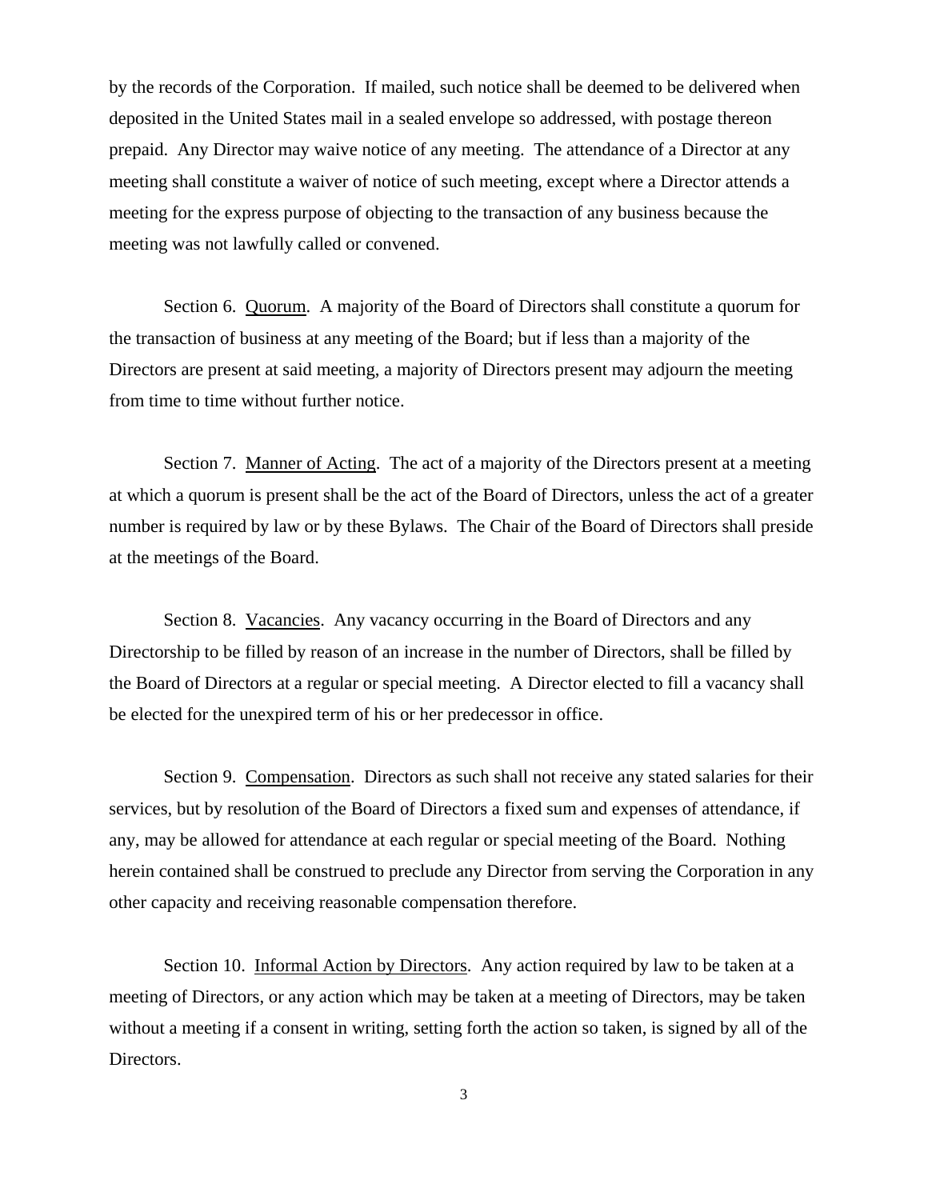by the records of the Corporation. If mailed, such notice shall be deemed to be delivered when deposited in the United States mail in a sealed envelope so addressed, with postage thereon prepaid. Any Director may waive notice of any meeting. The attendance of a Director at any meeting shall constitute a waiver of notice of such meeting, except where a Director attends a meeting for the express purpose of objecting to the transaction of any business because the meeting was not lawfully called or convened.

Section 6. Quorum. A majority of the Board of Directors shall constitute a quorum for the transaction of business at any meeting of the Board; but if less than a majority of the Directors are present at said meeting, a majority of Directors present may adjourn the meeting from time to time without further notice.

Section 7. Manner of Acting. The act of a majority of the Directors present at a meeting at which a quorum is present shall be the act of the Board of Directors, unless the act of a greater number is required by law or by these Bylaws. The Chair of the Board of Directors shall preside at the meetings of the Board.

Section 8. Vacancies. Any vacancy occurring in the Board of Directors and any Directorship to be filled by reason of an increase in the number of Directors, shall be filled by the Board of Directors at a regular or special meeting. A Director elected to fill a vacancy shall be elected for the unexpired term of his or her predecessor in office.

Section 9. Compensation. Directors as such shall not receive any stated salaries for their services, but by resolution of the Board of Directors a fixed sum and expenses of attendance, if any, may be allowed for attendance at each regular or special meeting of the Board. Nothing herein contained shall be construed to preclude any Director from serving the Corporation in any other capacity and receiving reasonable compensation therefore.

Section 10. Informal Action by Directors. Any action required by law to be taken at a meeting of Directors, or any action which may be taken at a meeting of Directors, may be taken without a meeting if a consent in writing, setting forth the action so taken, is signed by all of the Directors.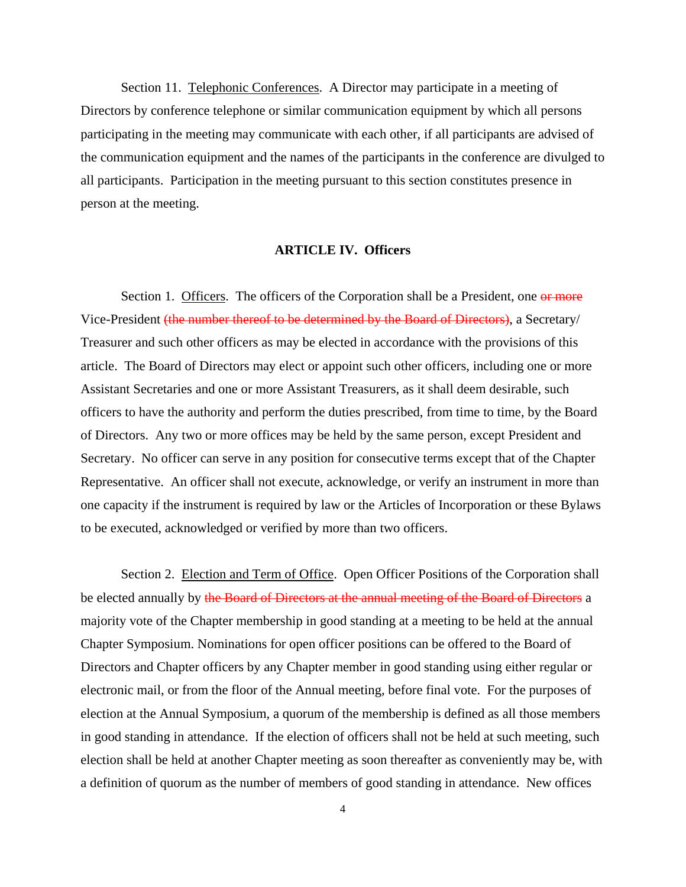Section 11. Telephonic Conferences. A Director may participate in a meeting of Directors by conference telephone or similar communication equipment by which all persons participating in the meeting may communicate with each other, if all participants are advised of the communication equipment and the names of the participants in the conference are divulged to all participants. Participation in the meeting pursuant to this section constitutes presence in person at the meeting.

## ARTICLE IV. Officers

Section 1. Officers. The officers of the Corporation shall be a President, one ~~or more~~ Vice-President ~~(the number thereof to be determined by the Board of Directors)~~, a Secretary/ Treasurer and such other officers as may be elected in accordance with the provisions of this article. The Board of Directors may elect or appoint such other officers, including one or more Assistant Secretaries and one or more Assistant Treasurers, as it shall deem desirable, such officers to have the authority and perform the duties prescribed, from time to time, by the Board of Directors. Any two or more offices may be held by the same person, except President and Secretary. No officer can serve in any position for consecutive terms except that of the Chapter Representative. An officer shall not execute, acknowledge, or verify an instrument in more than one capacity if the instrument is required by law or the Articles of Incorporation or these Bylaws to be executed, acknowledged or verified by more than two officers.

Section 2. Election and Term of Office. Open Officer Positions of the Corporation shall be elected annually by ~~the Board of Directors at the annual meeting of the Board of Directors~~ a majority vote of the Chapter membership in good standing at a meeting to be held at the annual Chapter Symposium. Nominations for open officer positions can be offered to the Board of Directors and Chapter officers by any Chapter member in good standing using either regular or electronic mail, or from the floor of the Annual meeting, before final vote. For the purposes of election at the Annual Symposium, a quorum of the membership is defined as all those members in good standing in attendance. If the election of officers shall not be held at such meeting, such election shall be held at another Chapter meeting as soon thereafter as conveniently may be, with a definition of quorum as the number of members of good standing in attendance. New offices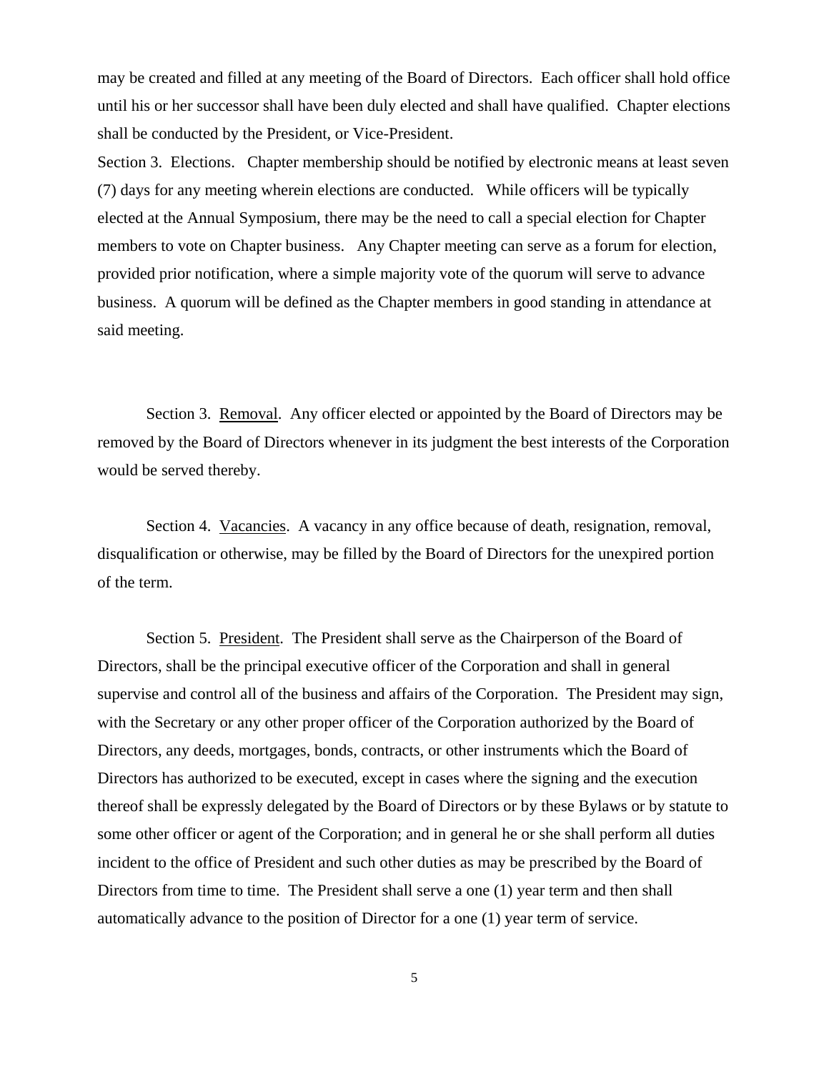may be created and filled at any meeting of the Board of Directors. Each officer shall hold office until his or her successor shall have been duly elected and shall have qualified. Chapter elections shall be conducted by the President, or Vice-President.

Section 3. Elections. Chapter membership should be notified by electronic means at least seven (7) days for any meeting wherein elections are conducted. While officers will be typically elected at the Annual Symposium, there may be the need to call a special election for Chapter members to vote on Chapter business. Any Chapter meeting can serve as a forum for election, provided prior notification, where a simple majority vote of the quorum will serve to advance business. A quorum will be defined as the Chapter members in good standing in attendance at said meeting.

Section 3. Removal. Any officer elected or appointed by the Board of Directors may be removed by the Board of Directors whenever in its judgment the best interests of the Corporation would be served thereby.

Section 4. Vacancies. A vacancy in any office because of death, resignation, removal, disqualification or otherwise, may be filled by the Board of Directors for the unexpired portion of the term.

Section 5. President. The President shall serve as the Chairperson of the Board of Directors, shall be the principal executive officer of the Corporation and shall in general supervise and control all of the business and affairs of the Corporation. The President may sign, with the Secretary or any other proper officer of the Corporation authorized by the Board of Directors, any deeds, mortgages, bonds, contracts, or other instruments which the Board of Directors has authorized to be executed, except in cases where the signing and the execution thereof shall be expressly delegated by the Board of Directors or by these Bylaws or by statute to some other officer or agent of the Corporation; and in general he or she shall perform all duties incident to the office of President and such other duties as may be prescribed by the Board of Directors from time to time. The President shall serve a one (1) year term and then shall automatically advance to the position of Director for a one (1) year term of service.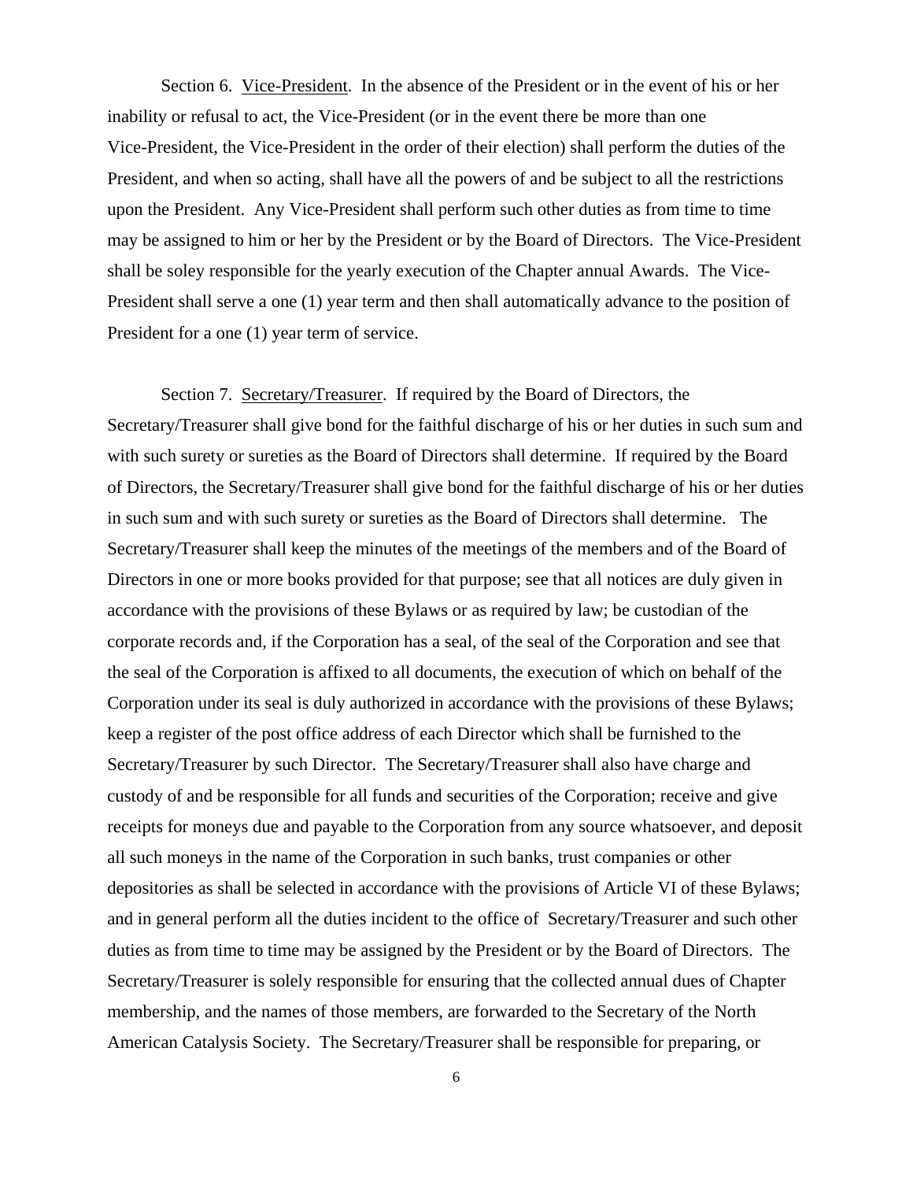Section 6. <u>Vice-President</u>. In the absence of the President or in the event of his or her inability or refusal to act, the Vice-President (or in the event there be more than one Vice-President, the Vice-President in the order of their election) shall perform the duties of the President, and when so acting, shall have all the powers of and be subject to all the restrictions upon the President. Any Vice-President shall perform such other duties as from time to time may be assigned to him or her by the President or by the Board of Directors. The Vice-President shall be soley responsible for the yearly execution of the Chapter annual Awards. The Vice-President shall serve a one (1) year term and then shall automatically advance to the position of President for a one (1) year term of service.

Section 7. <u>Secretary/Treasurer</u>. If required by the Board of Directors, the Secretary/Treasurer shall give bond for the faithful discharge of his or her duties in such sum and with such surety or sureties as the Board of Directors shall determine. If required by the Board of Directors, the Secretary/Treasurer shall give bond for the faithful discharge of his or her duties in such sum and with such surety or sureties as the Board of Directors shall determine. The Secretary/Treasurer shall keep the minutes of the meetings of the members and of the Board of Directors in one or more books provided for that purpose; see that all notices are duly given in accordance with the provisions of these Bylaws or as required by law; be custodian of the corporate records and, if the Corporation has a seal, of the seal of the Corporation and see that the seal of the Corporation is affixed to all documents, the execution of which on behalf of the Corporation under its seal is duly authorized in accordance with the provisions of these Bylaws; keep a register of the post office address of each Director which shall be furnished to the Secretary/Treasurer by such Director. The Secretary/Treasurer shall also have charge and custody of and be responsible for all funds and securities of the Corporation; receive and give receipts for moneys due and payable to the Corporation from any source whatsoever, and deposit all such moneys in the name of the Corporation in such banks, trust companies or other depositories as shall be selected in accordance with the provisions of Article VI of these Bylaws; and in general perform all the duties incident to the office of Secretary/Treasurer and such other duties as from time to time may be assigned by the President or by the Board of Directors. The Secretary/Treasurer is solely responsible for ensuring that the collected annual dues of Chapter membership, and the names of those members, are forwarded to the Secretary of the North American Catalysis Society. The Secretary/Treasurer shall be responsible for preparing, or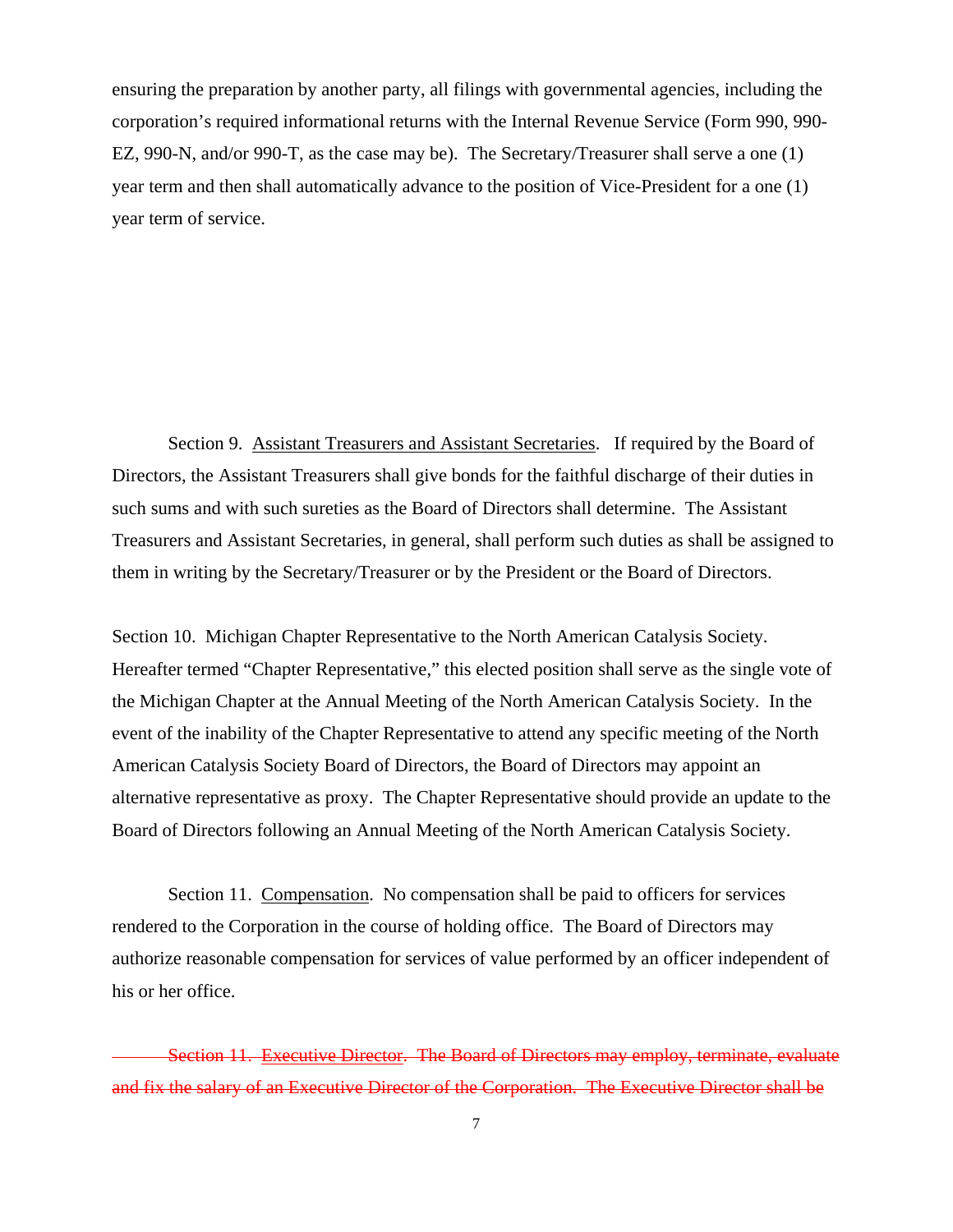ensuring the preparation by another party, all filings with governmental agencies, including the corporation's required informational returns with the Internal Revenue Service (Form 990, 990-EZ, 990-N, and/or 990-T, as the case may be). The Secretary/Treasurer shall serve a one (1) year term and then shall automatically advance to the position of Vice-President for a one (1) year term of service.

Section 9. Assistant Treasurers and Assistant Secretaries. If required by the Board of Directors, the Assistant Treasurers shall give bonds for the faithful discharge of their duties in such sums and with such sureties as the Board of Directors shall determine. The Assistant Treasurers and Assistant Secretaries, in general, shall perform such duties as shall be assigned to them in writing by the Secretary/Treasurer or by the President or the Board of Directors.

Section 10. Michigan Chapter Representative to the North American Catalysis Society. Hereafter termed "Chapter Representative," this elected position shall serve as the single vote of the Michigan Chapter at the Annual Meeting of the North American Catalysis Society. In the event of the inability of the Chapter Representative to attend any specific meeting of the North American Catalysis Society Board of Directors, the Board of Directors may appoint an alternative representative as proxy. The Chapter Representative should provide an update to the Board of Directors following an Annual Meeting of the North American Catalysis Society.

Section 11. Compensation. No compensation shall be paid to officers for services rendered to the Corporation in the course of holding office. The Board of Directors may authorize reasonable compensation for services of value performed by an officer independent of his or her office.

~~Section 11. Executive Director. The Board of Directors may employ, terminate, evaluate and fix the salary of an Executive Director of the Corporation. The Executive Director shall be~~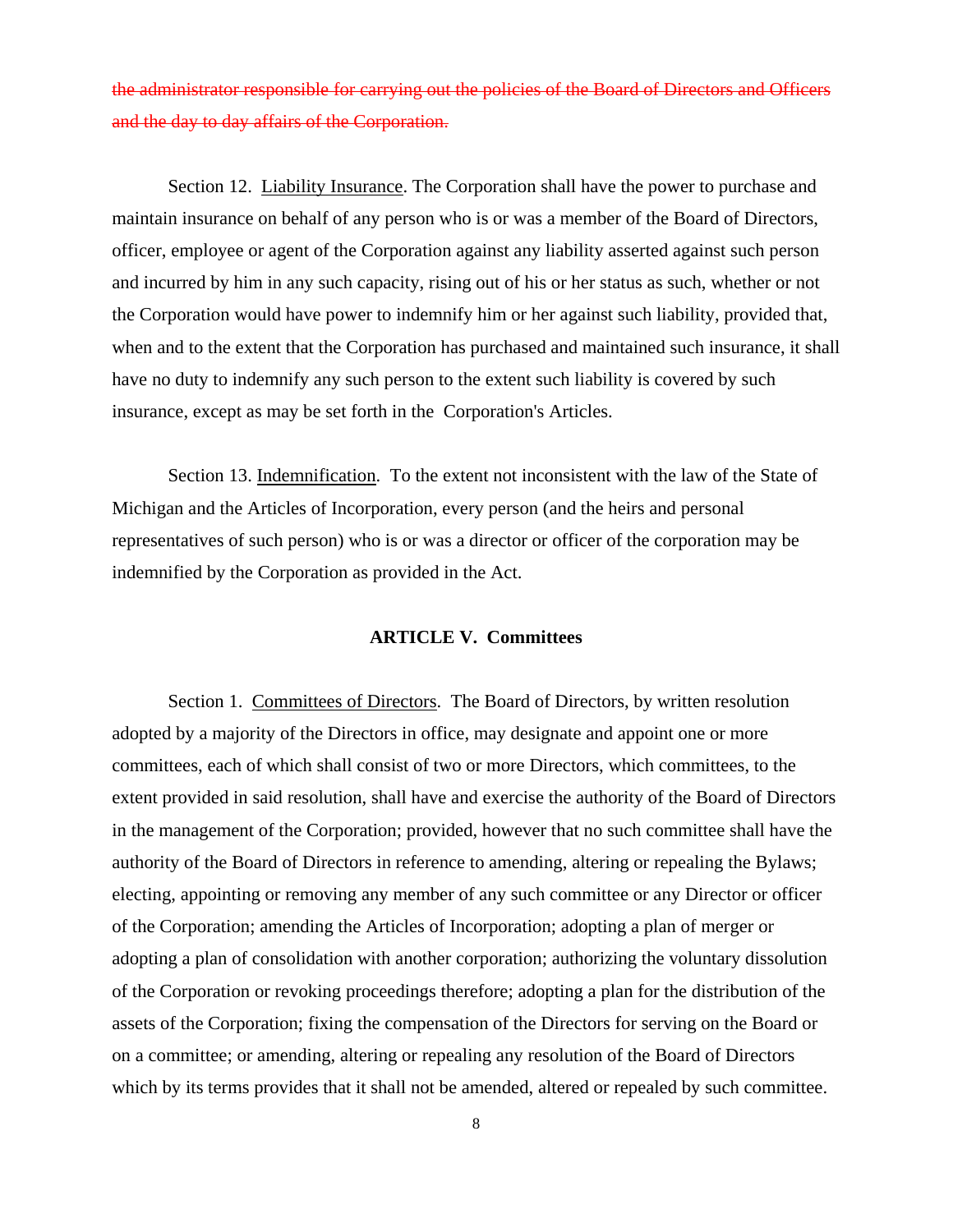~~the administrator responsible for carrying out the policies of the Board of Directors and Officers and the day to day affairs of the Corporation.~~

Section 12. Liability Insurance. The Corporation shall have the power to purchase and maintain insurance on behalf of any person who is or was a member of the Board of Directors, officer, employee or agent of the Corporation against any liability asserted against such person and incurred by him in any such capacity, rising out of his or her status as such, whether or not the Corporation would have power to indemnify him or her against such liability, provided that, when and to the extent that the Corporation has purchased and maintained such insurance, it shall have no duty to indemnify any such person to the extent such liability is covered by such insurance, except as may be set forth in the Corporation's Articles.

Section 13. Indemnification. To the extent not inconsistent with the law of the State of Michigan and the Articles of Incorporation, every person (and the heirs and personal representatives of such person) who is or was a director or officer of the corporation may be indemnified by the Corporation as provided in the Act.

## ARTICLE V. Committees

Section 1. Committees of Directors. The Board of Directors, by written resolution adopted by a majority of the Directors in office, may designate and appoint one or more committees, each of which shall consist of two or more Directors, which committees, to the extent provided in said resolution, shall have and exercise the authority of the Board of Directors in the management of the Corporation; provided, however that no such committee shall have the authority of the Board of Directors in reference to amending, altering or repealing the Bylaws; electing, appointing or removing any member of any such committee or any Director or officer of the Corporation; amending the Articles of Incorporation; adopting a plan of merger or adopting a plan of consolidation with another corporation; authorizing the voluntary dissolution of the Corporation or revoking proceedings therefore; adopting a plan for the distribution of the assets of the Corporation; fixing the compensation of the Directors for serving on the Board or on a committee; or amending, altering or repealing any resolution of the Board of Directors which by its terms provides that it shall not be amended, altered or repealed by such committee.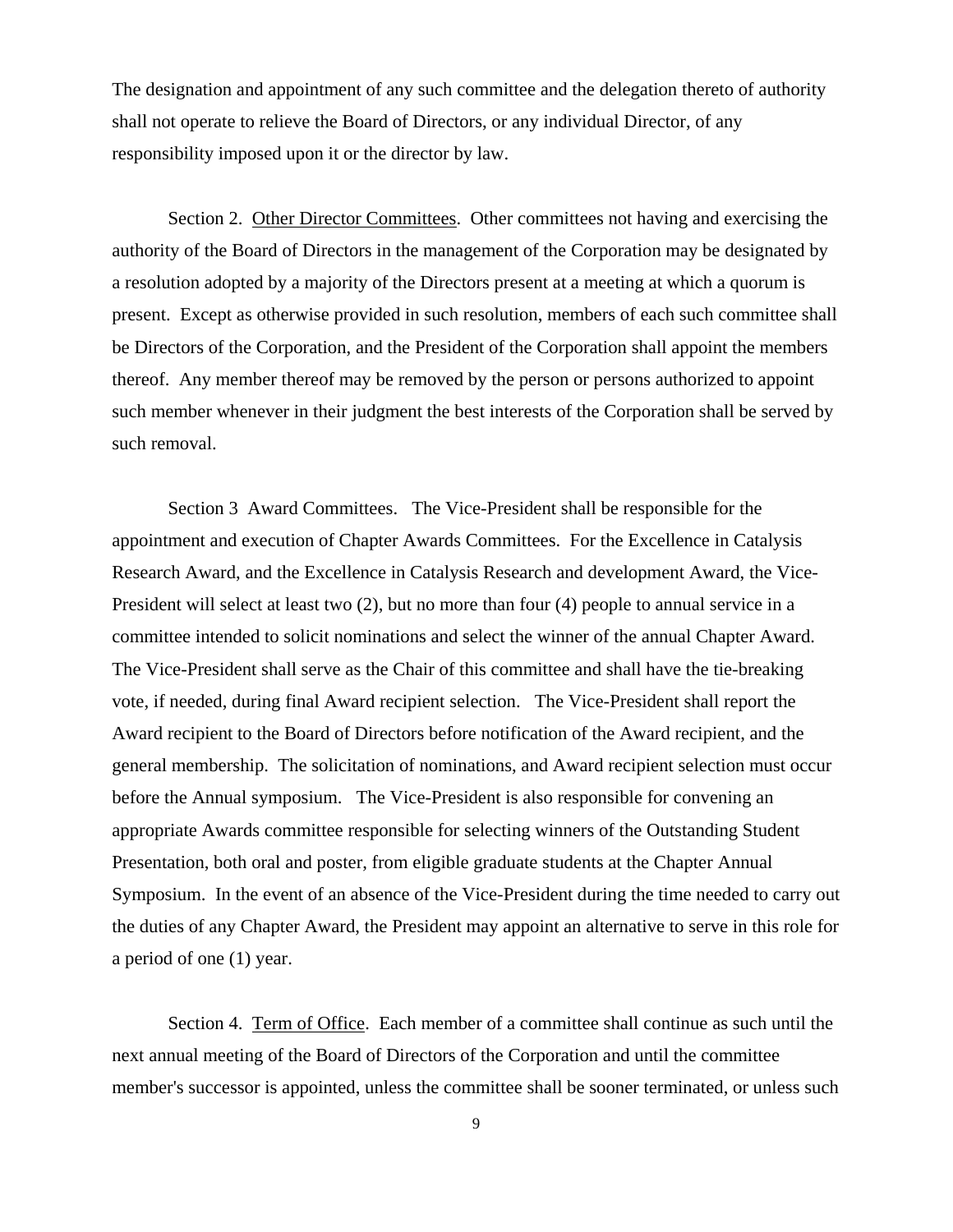The designation and appointment of any such committee and the delegation thereto of authority shall not operate to relieve the Board of Directors, or any individual Director, of any responsibility imposed upon it or the director by law.

Section 2. Other Director Committees. Other committees not having and exercising the authority of the Board of Directors in the management of the Corporation may be designated by a resolution adopted by a majority of the Directors present at a meeting at which a quorum is present. Except as otherwise provided in such resolution, members of each such committee shall be Directors of the Corporation, and the President of the Corporation shall appoint the members thereof. Any member thereof may be removed by the person or persons authorized to appoint such member whenever in their judgment the best interests of the Corporation shall be served by such removal.

Section 3 Award Committees. The Vice-President shall be responsible for the appointment and execution of Chapter Awards Committees. For the Excellence in Catalysis Research Award, and the Excellence in Catalysis Research and development Award, the Vice-President will select at least two (2), but no more than four (4) people to annual service in a committee intended to solicit nominations and select the winner of the annual Chapter Award. The Vice-President shall serve as the Chair of this committee and shall have the tie-breaking vote, if needed, during final Award recipient selection. The Vice-President shall report the Award recipient to the Board of Directors before notification of the Award recipient, and the general membership. The solicitation of nominations, and Award recipient selection must occur before the Annual symposium. The Vice-President is also responsible for convening an appropriate Awards committee responsible for selecting winners of the Outstanding Student Presentation, both oral and poster, from eligible graduate students at the Chapter Annual Symposium. In the event of an absence of the Vice-President during the time needed to carry out the duties of any Chapter Award, the President may appoint an alternative to serve in this role for a period of one (1) year.

Section 4. Term of Office. Each member of a committee shall continue as such until the next annual meeting of the Board of Directors of the Corporation and until the committee member's successor is appointed, unless the committee shall be sooner terminated, or unless such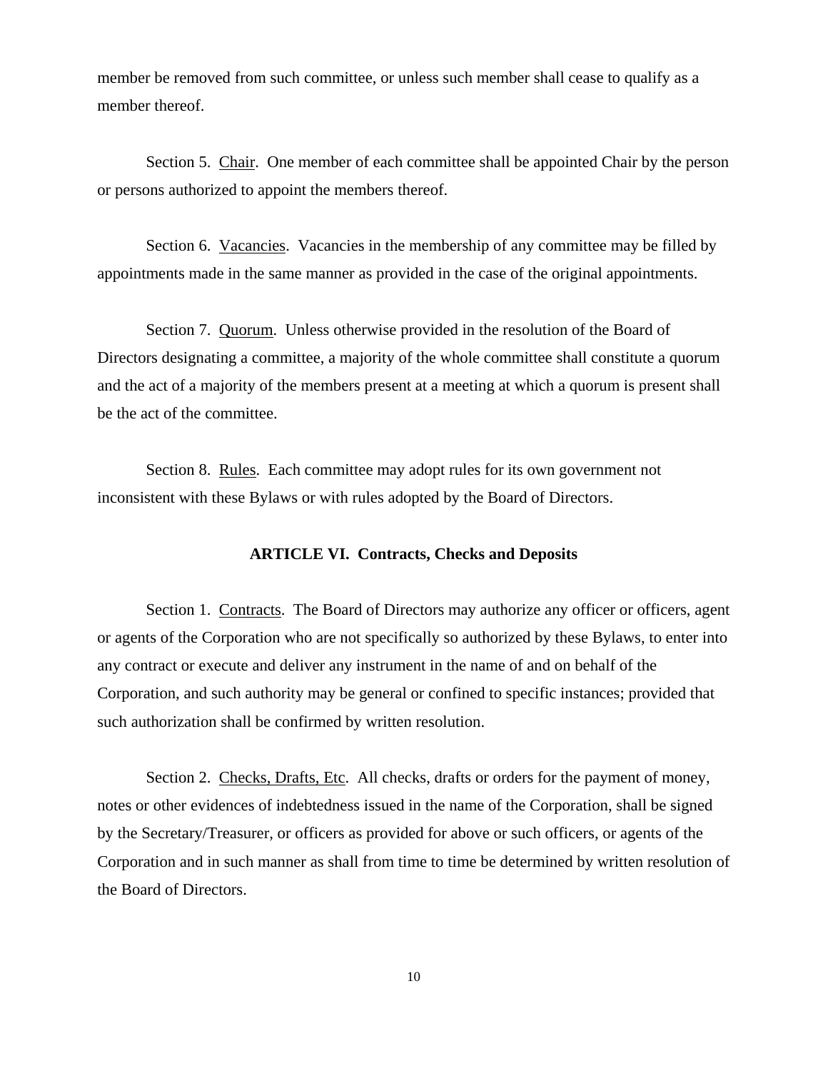member be removed from such committee, or unless such member shall cease to qualify as a member thereof.

Section 5. Chair. One member of each committee shall be appointed Chair by the person or persons authorized to appoint the members thereof.

Section 6. Vacancies. Vacancies in the membership of any committee may be filled by appointments made in the same manner as provided in the case of the original appointments.

Section 7. Quorum. Unless otherwise provided in the resolution of the Board of Directors designating a committee, a majority of the whole committee shall constitute a quorum and the act of a majority of the members present at a meeting at which a quorum is present shall be the act of the committee.

Section 8. Rules. Each committee may adopt rules for its own government not inconsistent with these Bylaws or with rules adopted by the Board of Directors.

## ARTICLE VI. Contracts, Checks and Deposits

Section 1. Contracts. The Board of Directors may authorize any officer or officers, agent or agents of the Corporation who are not specifically so authorized by these Bylaws, to enter into any contract or execute and deliver any instrument in the name of and on behalf of the Corporation, and such authority may be general or confined to specific instances; provided that such authorization shall be confirmed by written resolution.

Section 2. Checks, Drafts, Etc. All checks, drafts or orders for the payment of money, notes or other evidences of indebtedness issued in the name of the Corporation, shall be signed by the Secretary/Treasurer, or officers as provided for above or such officers, or agents of the Corporation and in such manner as shall from time to time be determined by written resolution of the Board of Directors.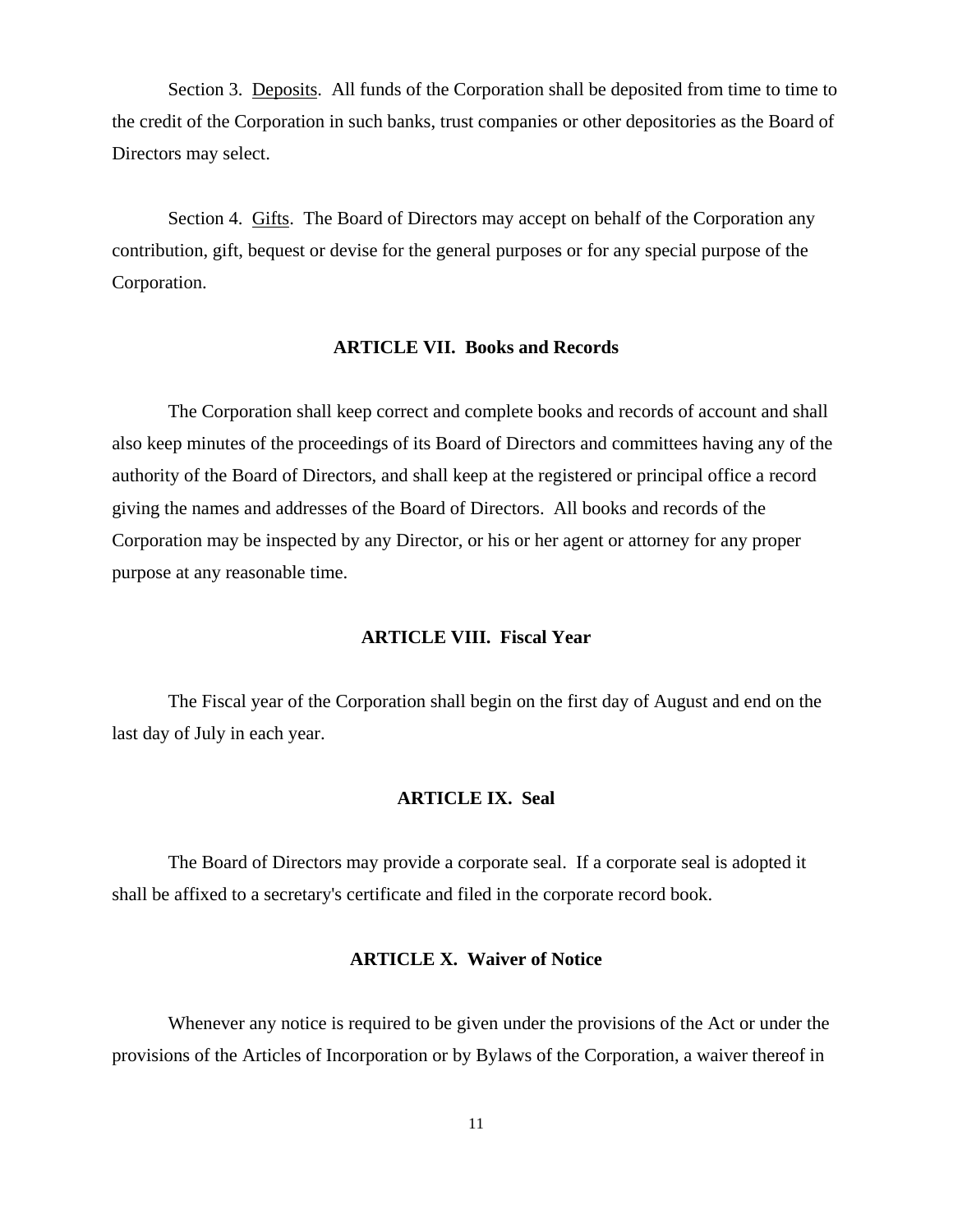Section 3. <u>Deposits</u>. All funds of the Corporation shall be deposited from time to time to the credit of the Corporation in such banks, trust companies or other depositories as the Board of Directors may select.

Section 4. <u>Gifts</u>. The Board of Directors may accept on behalf of the Corporation any contribution, gift, bequest or devise for the general purposes or for any special purpose of the Corporation.

## ARTICLE VII. Books and Records

The Corporation shall keep correct and complete books and records of account and shall also keep minutes of the proceedings of its Board of Directors and committees having any of the authority of the Board of Directors, and shall keep at the registered or principal office a record giving the names and addresses of the Board of Directors. All books and records of the Corporation may be inspected by any Director, or his or her agent or attorney for any proper purpose at any reasonable time.

## ARTICLE VIII. Fiscal Year

The Fiscal year of the Corporation shall begin on the first day of August and end on the last day of July in each year.

## ARTICLE IX. Seal

The Board of Directors may provide a corporate seal. If a corporate seal is adopted it shall be affixed to a secretary's certificate and filed in the corporate record book.

## ARTICLE X. Waiver of Notice

Whenever any notice is required to be given under the provisions of the Act or under the provisions of the Articles of Incorporation or by Bylaws of the Corporation, a waiver thereof in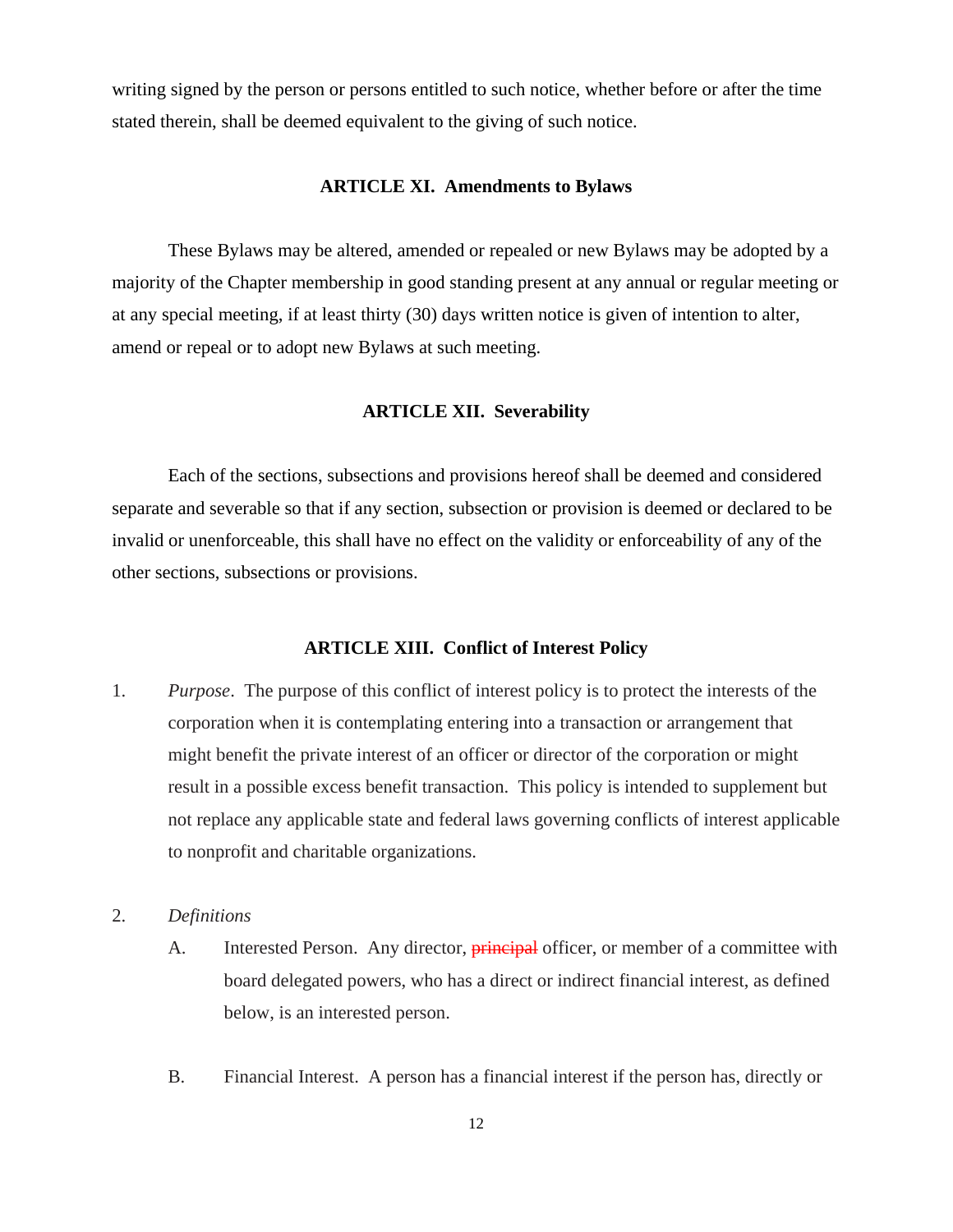writing signed by the person or persons entitled to such notice, whether before or after the time stated therein, shall be deemed equivalent to the giving of such notice.

## ARTICLE XI. Amendments to Bylaws

These Bylaws may be altered, amended or repealed or new Bylaws may be adopted by a majority of the Chapter membership in good standing present at any annual or regular meeting or at any special meeting, if at least thirty (30) days written notice is given of intention to alter, amend or repeal or to adopt new Bylaws at such meeting.

## ARTICLE XII. Severability

Each of the sections, subsections and provisions hereof shall be deemed and considered separate and severable so that if any section, subsection or provision is deemed or declared to be invalid or unenforceable, this shall have no effect on the validity or enforceability of any of the other sections, subsections or provisions.

## ARTICLE XIII. Conflict of Interest Policy

1. *Purpose*. The purpose of this conflict of interest policy is to protect the interests of the corporation when it is contemplating entering into a transaction or arrangement that might benefit the private interest of an officer or director of the corporation or might result in a possible excess benefit transaction. This policy is intended to supplement but not replace any applicable state and federal laws governing conflicts of interest applicable to nonprofit and charitable organizations.

2. *Definitions*

   A. Interested Person. Any director, ~~principal~~ officer, or member of a committee with board delegated powers, who has a direct or indirect financial interest, as defined below, is an interested person.

   B. Financial Interest. A person has a financial interest if the person has, directly or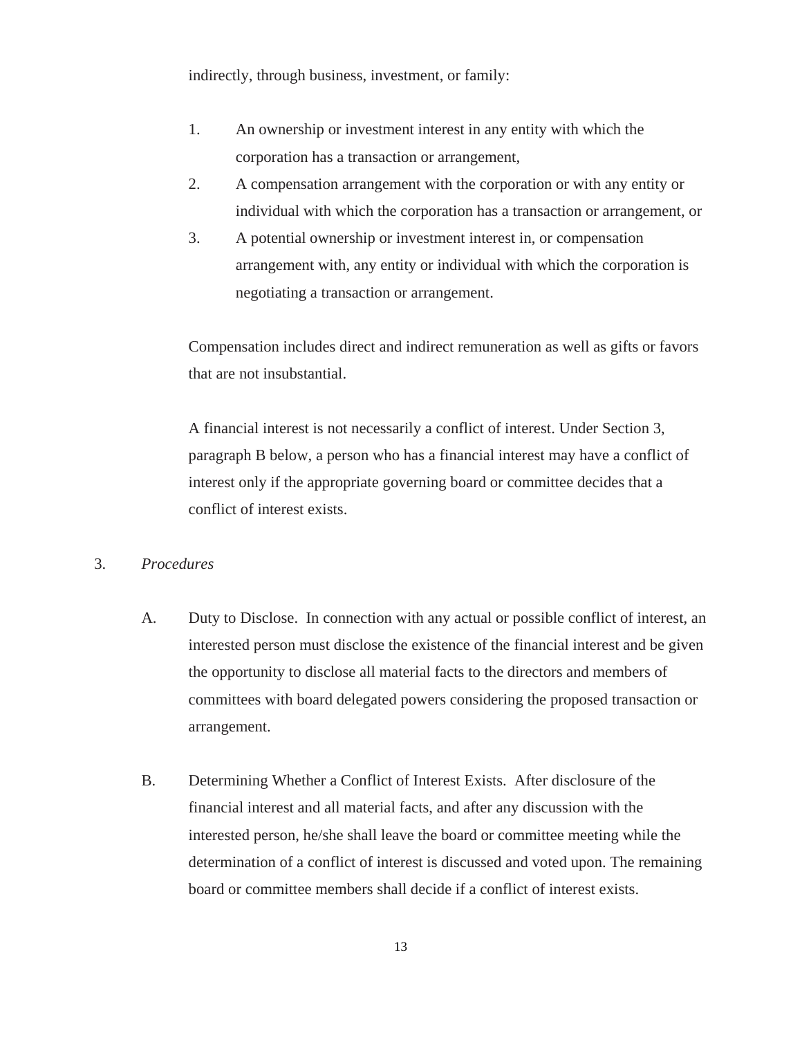indirectly, through business, investment, or family:

1. An ownership or investment interest in any entity with which the corporation has a transaction or arrangement,
2. A compensation arrangement with the corporation or with any entity or individual with which the corporation has a transaction or arrangement, or
3. A potential ownership or investment interest in, or compensation arrangement with, any entity or individual with which the corporation is negotiating a transaction or arrangement.

Compensation includes direct and indirect remuneration as well as gifts or favors that are not insubstantial.

A financial interest is not necessarily a conflict of interest. Under Section 3, paragraph B below, a person who has a financial interest may have a conflict of interest only if the appropriate governing board or committee decides that a conflict of interest exists.

3. *Procedures*

A. Duty to Disclose. In connection with any actual or possible conflict of interest, an interested person must disclose the existence of the financial interest and be given the opportunity to disclose all material facts to the directors and members of committees with board delegated powers considering the proposed transaction or arrangement.

B. Determining Whether a Conflict of Interest Exists. After disclosure of the financial interest and all material facts, and after any discussion with the interested person, he/she shall leave the board or committee meeting while the determination of a conflict of interest is discussed and voted upon. The remaining board or committee members shall decide if a conflict of interest exists.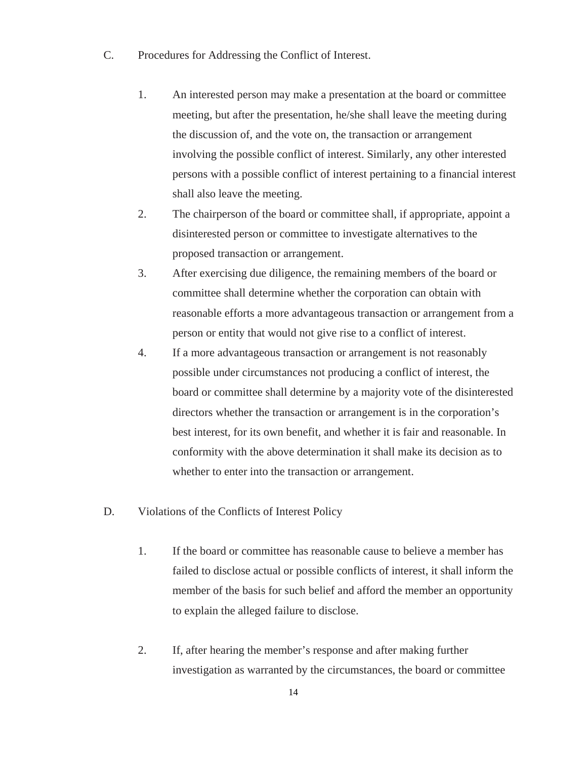C. Procedures for Addressing the Conflict of Interest.

1. An interested person may make a presentation at the board or committee meeting, but after the presentation, he/she shall leave the meeting during the discussion of, and the vote on, the transaction or arrangement involving the possible conflict of interest. Similarly, any other interested persons with a possible conflict of interest pertaining to a financial interest shall also leave the meeting.
2. The chairperson of the board or committee shall, if appropriate, appoint a disinterested person or committee to investigate alternatives to the proposed transaction or arrangement.
3. After exercising due diligence, the remaining members of the board or committee shall determine whether the corporation can obtain with reasonable efforts a more advantageous transaction or arrangement from a person or entity that would not give rise to a conflict of interest.
4. If a more advantageous transaction or arrangement is not reasonably possible under circumstances not producing a conflict of interest, the board or committee shall determine by a majority vote of the disinterested directors whether the transaction or arrangement is in the corporation's best interest, for its own benefit, and whether it is fair and reasonable. In conformity with the above determination it shall make its decision as to whether to enter into the transaction or arrangement.

D. Violations of the Conflicts of Interest Policy

1. If the board or committee has reasonable cause to believe a member has failed to disclose actual or possible conflicts of interest, it shall inform the member of the basis for such belief and afford the member an opportunity to explain the alleged failure to disclose.

2. If, after hearing the member's response and after making further investigation as warranted by the circumstances, the board or committee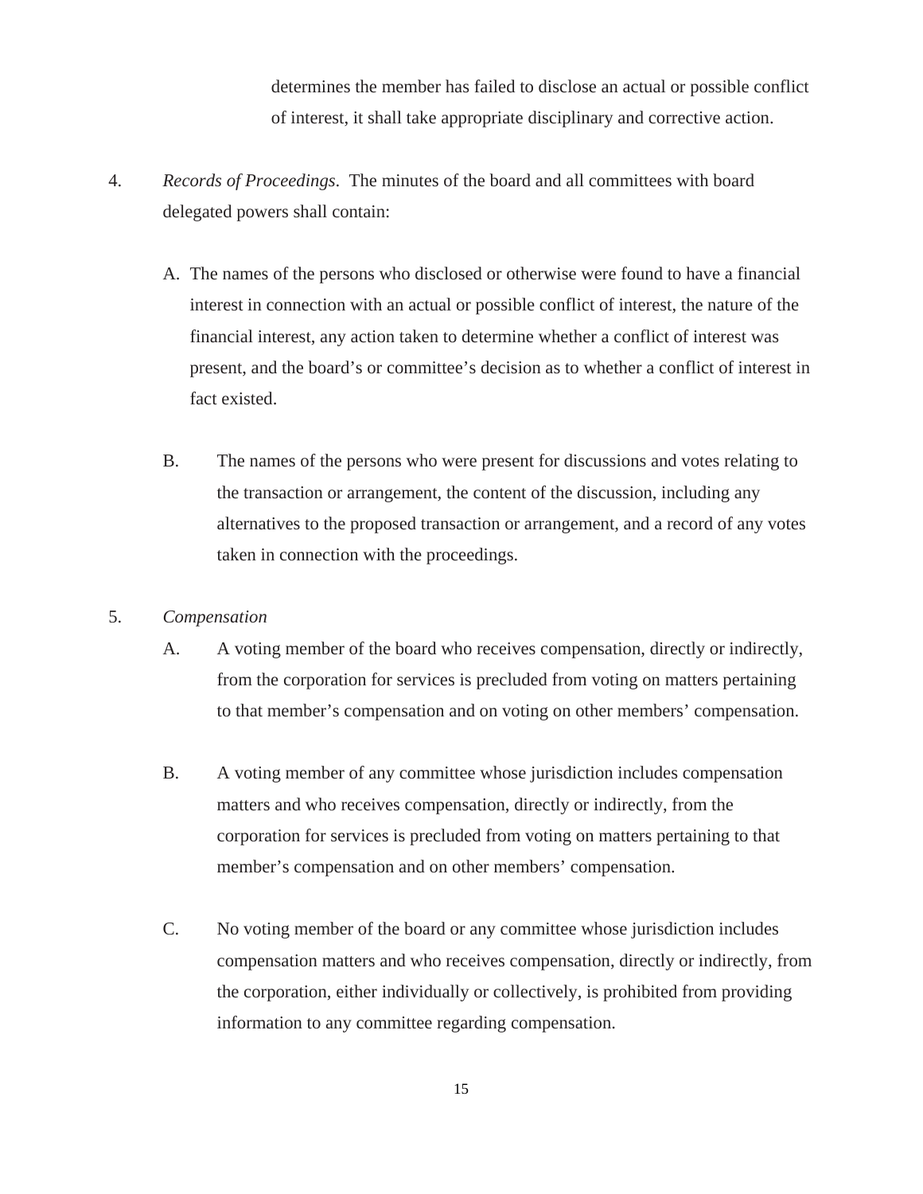determines the member has failed to disclose an actual or possible conflict of interest, it shall take appropriate disciplinary and corrective action.

4. *Records of Proceedings*. The minutes of the board and all committees with board delegated powers shall contain:

   A. The names of the persons who disclosed or otherwise were found to have a financial interest in connection with an actual or possible conflict of interest, the nature of the financial interest, any action taken to determine whether a conflict of interest was present, and the board's or committee's decision as to whether a conflict of interest in fact existed.

   B. The names of the persons who were present for discussions and votes relating to the transaction or arrangement, the content of the discussion, including any alternatives to the proposed transaction or arrangement, and a record of any votes taken in connection with the proceedings.

5. *Compensation*

   A. A voting member of the board who receives compensation, directly or indirectly, from the corporation for services is precluded from voting on matters pertaining to that member's compensation and on voting on other members' compensation.

   B. A voting member of any committee whose jurisdiction includes compensation matters and who receives compensation, directly or indirectly, from the corporation for services is precluded from voting on matters pertaining to that member's compensation and on other members' compensation.

   C. No voting member of the board or any committee whose jurisdiction includes compensation matters and who receives compensation, directly or indirectly, from the corporation, either individually or collectively, is prohibited from providing information to any committee regarding compensation.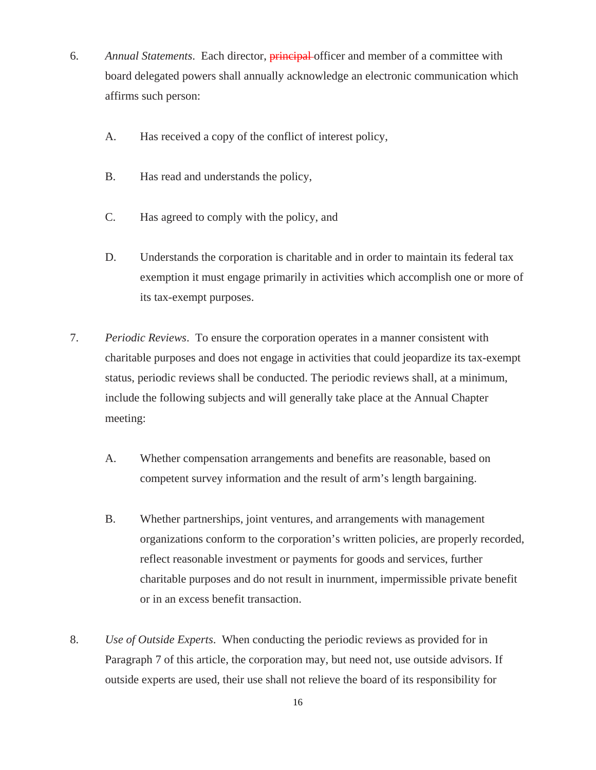6. *Annual Statements*. Each director, ~~principal~~ officer and member of a committee with board delegated powers shall annually acknowledge an electronic communication which affirms such person:

   A. Has received a copy of the conflict of interest policy,

   B. Has read and understands the policy,

   C. Has agreed to comply with the policy, and

   D. Understands the corporation is charitable and in order to maintain its federal tax exemption it must engage primarily in activities which accomplish one or more of its tax-exempt purposes.

7. *Periodic Reviews*. To ensure the corporation operates in a manner consistent with charitable purposes and does not engage in activities that could jeopardize its tax-exempt status, periodic reviews shall be conducted. The periodic reviews shall, at a minimum, include the following subjects and will generally take place at the Annual Chapter meeting:

   A. Whether compensation arrangements and benefits are reasonable, based on competent survey information and the result of arm's length bargaining.

   B. Whether partnerships, joint ventures, and arrangements with management organizations conform to the corporation's written policies, are properly recorded, reflect reasonable investment or payments for goods and services, further charitable purposes and do not result in inurnment, impermissible private benefit or in an excess benefit transaction.

8. *Use of Outside Experts*. When conducting the periodic reviews as provided for in Paragraph 7 of this article, the corporation may, but need not, use outside advisors. If outside experts are used, their use shall not relieve the board of its responsibility for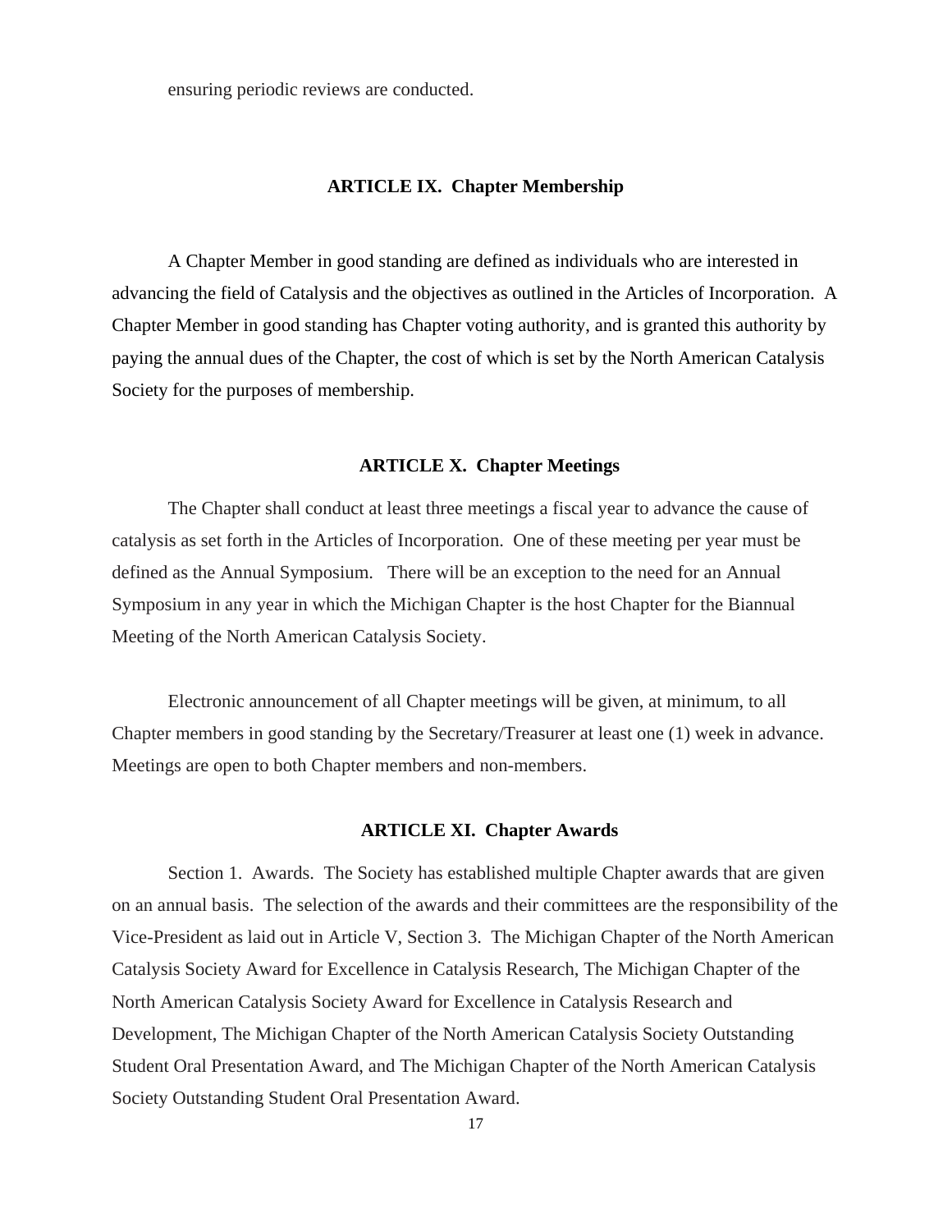ensuring periodic reviews are conducted.

## ARTICLE IX. Chapter Membership

A Chapter Member in good standing are defined as individuals who are interested in advancing the field of Catalysis and the objectives as outlined in the Articles of Incorporation. A Chapter Member in good standing has Chapter voting authority, and is granted this authority by paying the annual dues of the Chapter, the cost of which is set by the North American Catalysis Society for the purposes of membership.

## ARTICLE X. Chapter Meetings

The Chapter shall conduct at least three meetings a fiscal year to advance the cause of catalysis as set forth in the Articles of Incorporation. One of these meeting per year must be defined as the Annual Symposium. There will be an exception to the need for an Annual Symposium in any year in which the Michigan Chapter is the host Chapter for the Biannual Meeting of the North American Catalysis Society.

Electronic announcement of all Chapter meetings will be given, at minimum, to all Chapter members in good standing by the Secretary/Treasurer at least one (1) week in advance. Meetings are open to both Chapter members and non-members.

## ARTICLE XI. Chapter Awards

Section 1. Awards. The Society has established multiple Chapter awards that are given on an annual basis. The selection of the awards and their committees are the responsibility of the Vice-President as laid out in Article V, Section 3. The Michigan Chapter of the North American Catalysis Society Award for Excellence in Catalysis Research, The Michigan Chapter of the North American Catalysis Society Award for Excellence in Catalysis Research and Development, The Michigan Chapter of the North American Catalysis Society Outstanding Student Oral Presentation Award, and The Michigan Chapter of the North American Catalysis Society Outstanding Student Oral Presentation Award.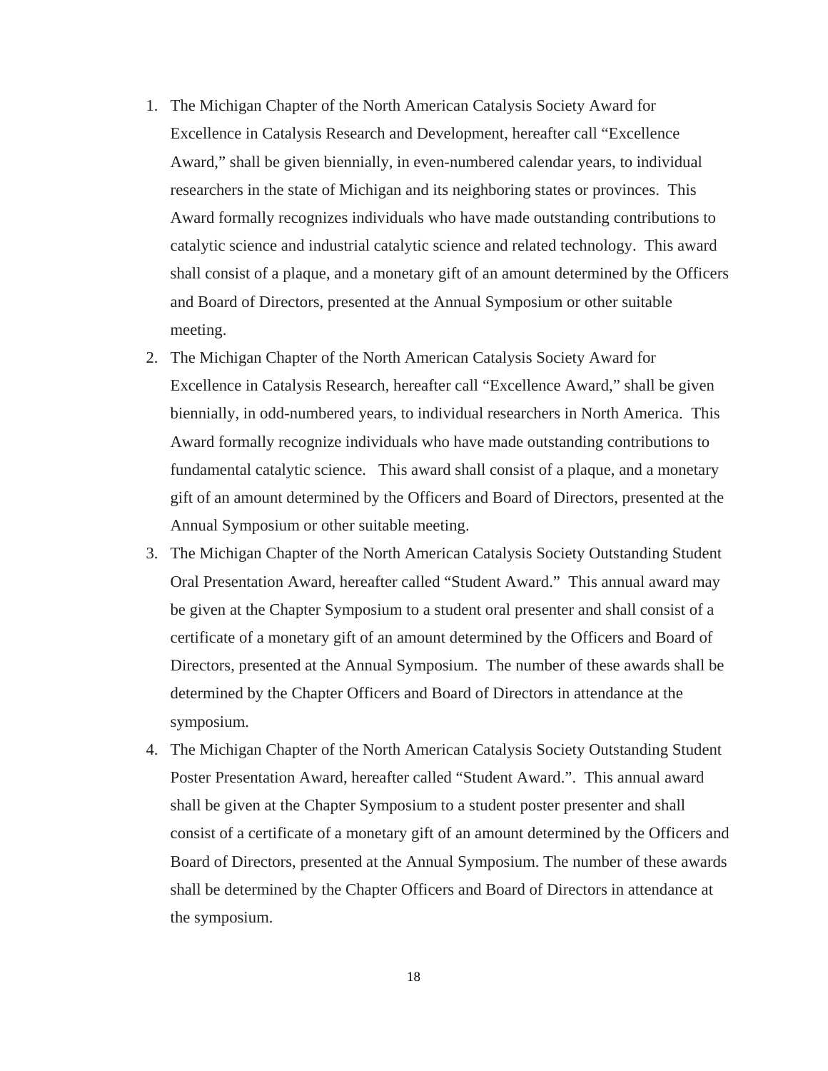1. The Michigan Chapter of the North American Catalysis Society Award for Excellence in Catalysis Research and Development, hereafter call "Excellence Award," shall be given biennially, in even-numbered calendar years, to individual researchers in the state of Michigan and its neighboring states or provinces. This Award formally recognizes individuals who have made outstanding contributions to catalytic science and industrial catalytic science and related technology. This award shall consist of a plaque, and a monetary gift of an amount determined by the Officers and Board of Directors, presented at the Annual Symposium or other suitable meeting.
2. The Michigan Chapter of the North American Catalysis Society Award for Excellence in Catalysis Research, hereafter call "Excellence Award," shall be given biennially, in odd-numbered years, to individual researchers in North America. This Award formally recognize individuals who have made outstanding contributions to fundamental catalytic science. This award shall consist of a plaque, and a monetary gift of an amount determined by the Officers and Board of Directors, presented at the Annual Symposium or other suitable meeting.
3. The Michigan Chapter of the North American Catalysis Society Outstanding Student Oral Presentation Award, hereafter called "Student Award." This annual award may be given at the Chapter Symposium to a student oral presenter and shall consist of a certificate of a monetary gift of an amount determined by the Officers and Board of Directors, presented at the Annual Symposium. The number of these awards shall be determined by the Chapter Officers and Board of Directors in attendance at the symposium.
4. The Michigan Chapter of the North American Catalysis Society Outstanding Student Poster Presentation Award, hereafter called "Student Award.". This annual award shall be given at the Chapter Symposium to a student poster presenter and shall consist of a certificate of a monetary gift of an amount determined by the Officers and Board of Directors, presented at the Annual Symposium. The number of these awards shall be determined by the Chapter Officers and Board of Directors in attendance at the symposium.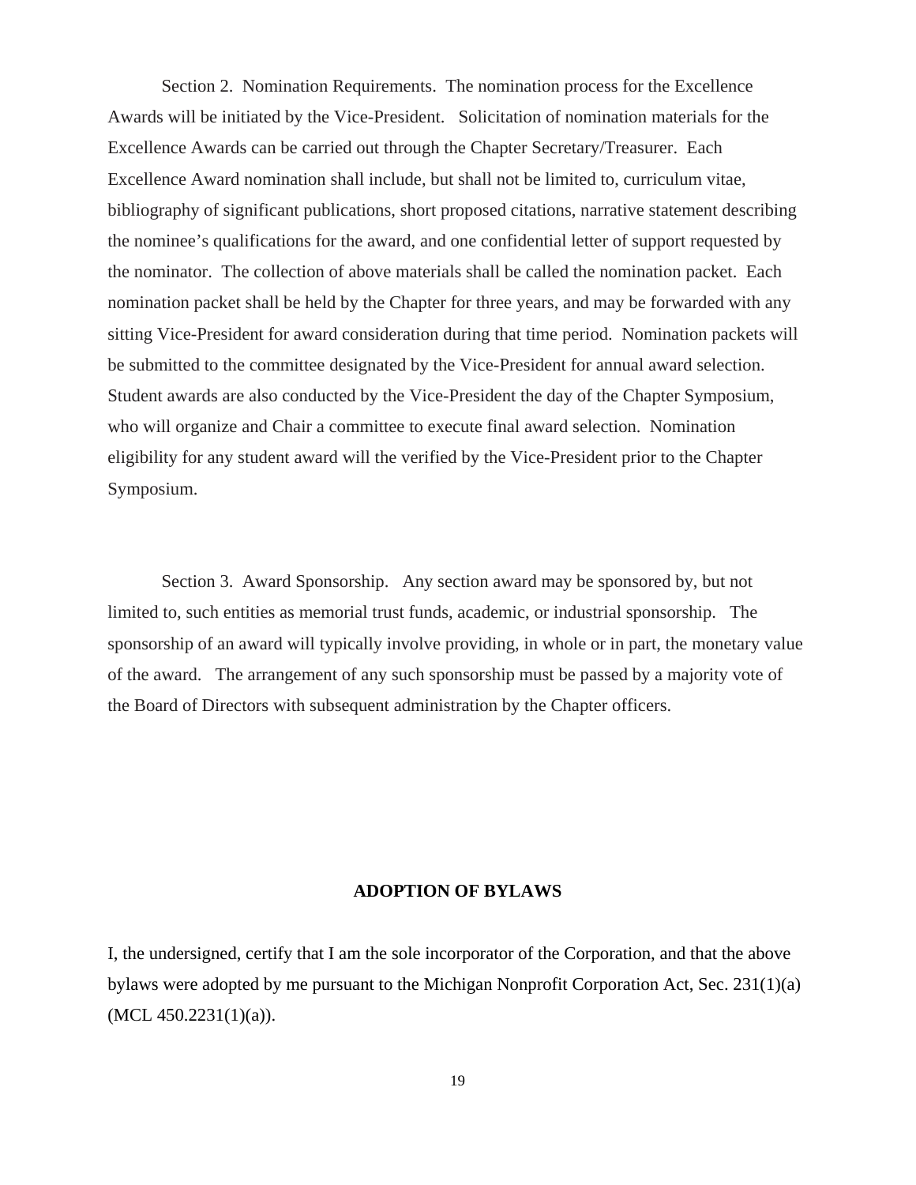Section 2. Nomination Requirements. The nomination process for the Excellence Awards will be initiated by the Vice-President. Solicitation of nomination materials for the Excellence Awards can be carried out through the Chapter Secretary/Treasurer. Each Excellence Award nomination shall include, but shall not be limited to, curriculum vitae, bibliography of significant publications, short proposed citations, narrative statement describing the nominee's qualifications for the award, and one confidential letter of support requested by the nominator. The collection of above materials shall be called the nomination packet. Each nomination packet shall be held by the Chapter for three years, and may be forwarded with any sitting Vice-President for award consideration during that time period. Nomination packets will be submitted to the committee designated by the Vice-President for annual award selection. Student awards are also conducted by the Vice-President the day of the Chapter Symposium, who will organize and Chair a committee to execute final award selection. Nomination eligibility for any student award will the verified by the Vice-President prior to the Chapter Symposium.

Section 3. Award Sponsorship. Any section award may be sponsored by, but not limited to, such entities as memorial trust funds, academic, or industrial sponsorship. The sponsorship of an award will typically involve providing, in whole or in part, the monetary value of the award. The arrangement of any such sponsorship must be passed by a majority vote of the Board of Directors with subsequent administration by the Chapter officers.

## ADOPTION OF BYLAWS

I, the undersigned, certify that I am the sole incorporator of the Corporation, and that the above bylaws were adopted by me pursuant to the Michigan Nonprofit Corporation Act, Sec. 231(1)(a) (MCL 450.2231(1)(a)).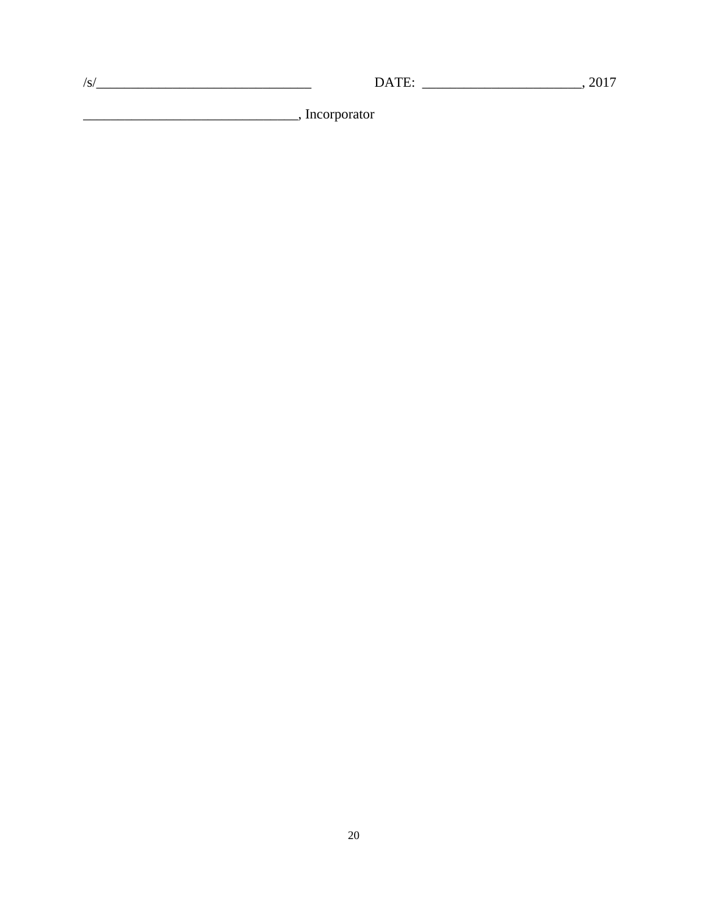/s/_______________________________ DATE: ______________________, 2017

_______________________________, Incorporator